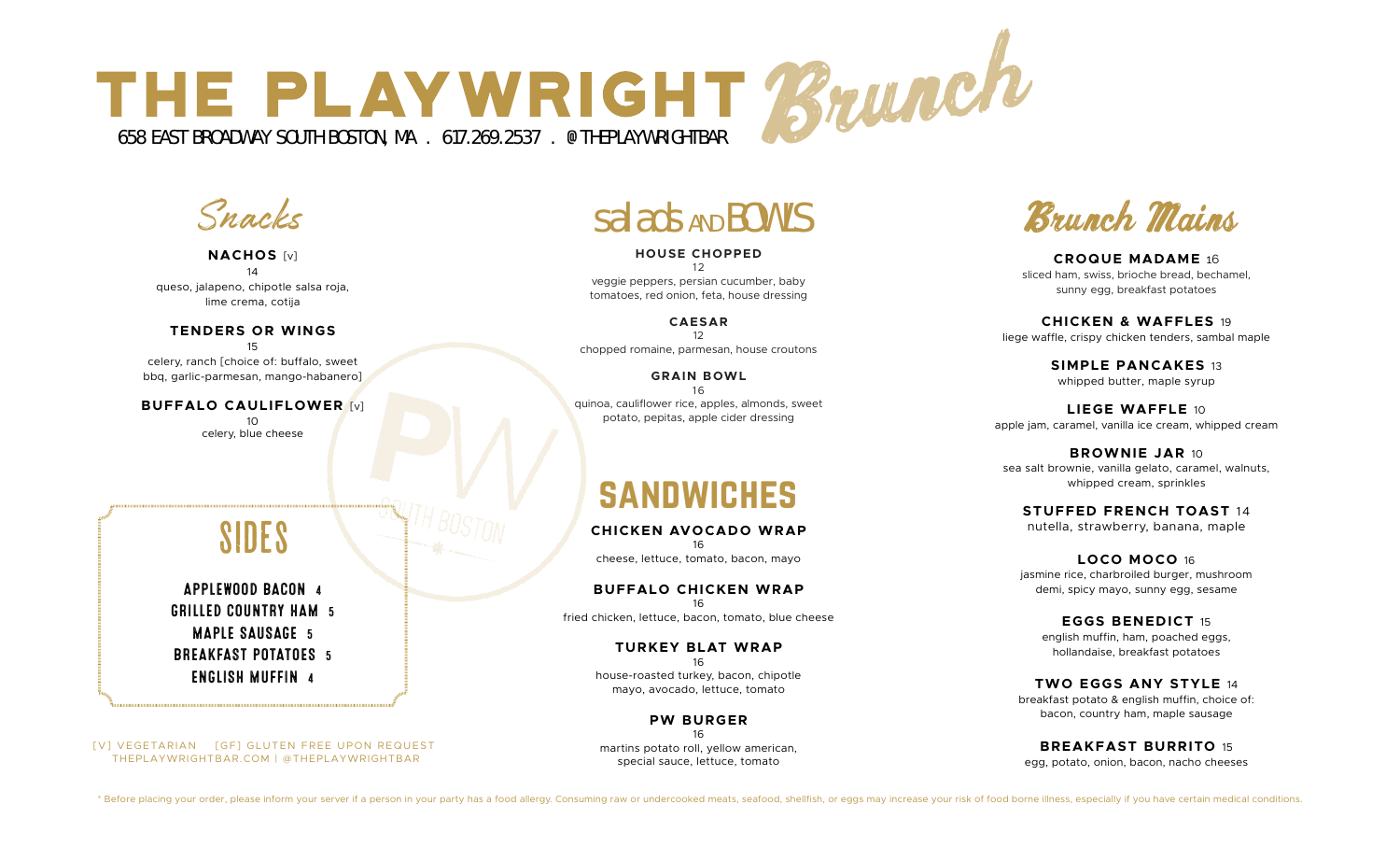# THE PLAYWRIGHT *Brunch*

658 EAST BROADWAY SOUTH BOSTON, MA . 617.269.2537 . @THEPLAYWRIGHTBAR

## *Snacks*

**NACHOS** [v]
14
queso, jalapeno, chipotle salsa roja, lime crema, cotija

**TENDERS OR WINGS**
15
celery, ranch [choice of: buffalo, sweet bbq, garlic-parmesan, mango-habanero]

**BUFFALO CAULIFLOWER** [v]
10
celery, blue cheese

## SIDES

APPLEWOOD BACON 4
GRILLED COUNTRY HAM 5
MAPLE SAUSAGE 5
BREAKFAST POTATOES 5
ENGLISH MUFFIN 4

[V] VEGETARIAN [GF] GLUTEN FREE UPON REQUEST
THEPLAYWRIGHTBAR.COM | @THEPLAYWRIGHTBAR

## salads AND BOWLS

**HOUSE CHOPPED**
12
veggie peppers, persian cucumber, baby tomatoes, red onion, feta, house dressing

**CAESAR**
12
chopped romaine, parmesan, house croutons

**GRAIN BOWL**
16
quinoa, cauliflower rice, apples, almonds, sweet potato, pepitas, apple cider dressing

## SANDWICHES

**CHICKEN AVOCADO WRAP**
16
cheese, lettuce, tomato, bacon, mayo

**BUFFALO CHICKEN WRAP**
16
fried chicken, lettuce, bacon, tomato, blue cheese

**TURKEY BLAT WRAP**
16
house-roasted turkey, bacon, chipotle mayo, avocado, lettuce, tomato

**PW BURGER**
16
martins potato roll, yellow american, special sauce, lettuce, tomato

## *Brunch Mains*

**CROQUE MADAME** 16
sliced ham, swiss, brioche bread, bechamel, sunny egg, breakfast potatoes

**CHICKEN & WAFFLES** 19
liege waffle, crispy chicken tenders, sambal maple

**SIMPLE PANCAKES** 13
whipped butter, maple syrup

**LIEGE WAFFLE** 10
apple jam, caramel, vanilla ice cream, whipped cream

**BROWNIE JAR** 10
sea salt brownie, vanilla gelato, caramel, walnuts, whipped cream, sprinkles

**STUFFED FRENCH TOAST** 14
nutella, strawberry, banana, maple

**LOCO MOCO** 16
jasmine rice, charbroiled burger, mushroom demi, spicy mayo, sunny egg, sesame

**EGGS BENEDICT** 15
english muffin, ham, poached eggs, hollandaise, breakfast potatoes

**TWO EGGS ANY STYLE** 14
breakfast potato & english muffin, choice of: bacon, country ham, maple sausage

**BREAKFAST BURRITO** 15
egg, potato, onion, bacon, nacho cheeses

* Before placing your order, please inform your server if a person in your party has a food allergy. Consuming raw or undercooked meats, seafood, shellfish, or eggs may increase your risk of food borne illness, especially if you have certain medical conditions.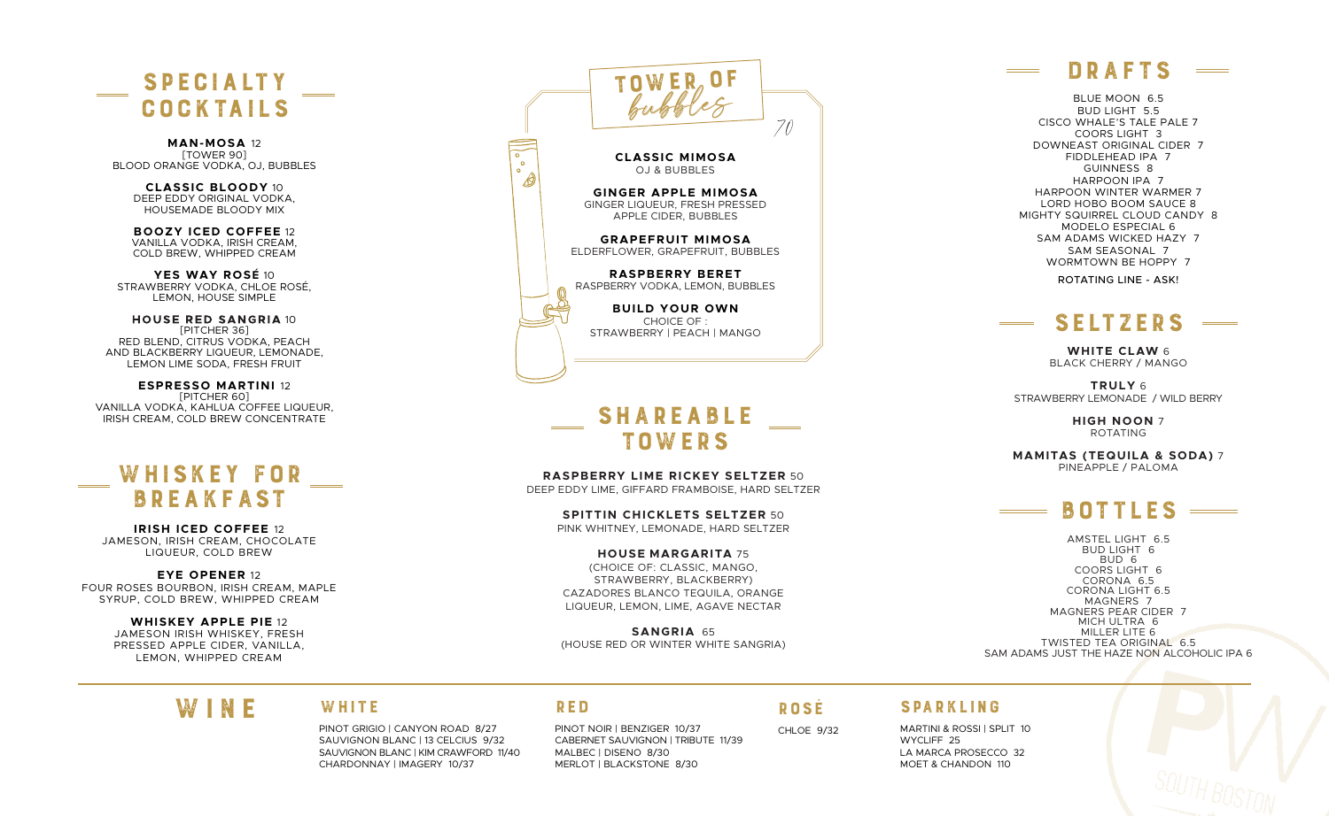## SPECIALTY COCKTAILS

**MAN-MOSA** 12
[TOWER 90]
BLOOD ORANGE VODKA, OJ, BUBBLES

**CLASSIC BLOODY** 10
DEEP EDDY ORIGINAL VODKA, HOUSEMADE BLOODY MIX

**BOOZY ICED COFFEE** 12
VANILLA VODKA, IRISH CREAM, COLD BREW, WHIPPED CREAM

**YES WAY ROSÉ** 10
STRAWBERRY VODKA, CHLOE ROSÉ, LEMON, HOUSE SIMPLE

**HOUSE RED SANGRIA** 10
[PITCHER 36]
RED BLEND, CITRUS VODKA, PEACH AND BLACKBERRY LIQUEUR, LEMONADE, LEMON LIME SODA, FRESH FRUIT

**ESPRESSO MARTINI** 12
[PITCHER 60]
VANILLA VODKA, KAHLUA COFFEE LIQUEUR, IRISH CREAM, COLD BREW CONCENTRATE

## WHISKEY FOR BREAKFAST

**IRISH ICED COFFEE** 12
JAMESON, IRISH CREAM, CHOCOLATE LIQUEUR, COLD BREW

**EYE OPENER** 12
FOUR ROSES BOURBON, IRISH CREAM, MAPLE SYRUP, COLD BREW, WHIPPED CREAM

**WHISKEY APPLE PIE** 12
JAMESON IRISH WHISKEY, FRESH PRESSED APPLE CIDER, VANILLA, LEMON, WHIPPED CREAM

## TOWER OF *bubbles* 70

**CLASSIC MIMOSA**
OJ & BUBBLES

**GINGER APPLE MIMOSA**
GINGER LIQUEUR, FRESH PRESSED APPLE CIDER, BUBBLES

**GRAPEFRUIT MIMOSA**
ELDERFLOWER, GRAPEFRUIT, BUBBLES

**RASPBERRY BERET**
RASPBERRY VODKA, LEMON, BUBBLES

**BUILD YOUR OWN**
CHOICE OF :
STRAWBERRY | PEACH | MANGO

## SHAREABLE TOWERS

**RASPBERRY LIME RICKEY SELTZER** 50
DEEP EDDY LIME, GIFFARD FRAMBOISE, HARD SELTZER

**SPITTIN CHICKLETS SELTZER** 50
PINK WHITNEY, LEMONADE, HARD SELTZER

**HOUSE MARGARITA** 75
(CHOICE OF: CLASSIC, MANGO, STRAWBERRY, BLACKBERRY)
CAZADORES BLANCO TEQUILA, ORANGE LIQUEUR, LEMON, LIME, AGAVE NECTAR

**SANGRIA** 65
(HOUSE RED OR WINTER WHITE SANGRIA)

## DRAFTS

BLUE MOON 6.5
BUD LIGHT 5.5
CISCO WHALE'S TALE PALE 7
COORS LIGHT 3
DOWNEAST ORIGINAL CIDER 7
FIDDLEHEAD IPA 7
GUINNESS 8
HARPOON IPA 7
HARPOON WINTER WARMER 7
LORD HOBO BOOM SAUCE 8
MIGHTY SQUIRREL CLOUD CANDY 8
MODELO ESPECIAL 6
SAM ADAMS WICKED HAZY 7
SAM SEASONAL 7
WORMTOWN BE HOPPY 7

ROTATING LINE - ASK!

## SELTZERS

**WHITE CLAW** 6
BLACK CHERRY / MANGO

**TRULY** 6
STRAWBERRY LEMONADE / WILD BERRY

**HIGH NOON** 7
ROTATING

**MAMITAS (TEQUILA & SODA)** 7
PINEAPPLE / PALOMA

## BOTTLES

AMSTEL LIGHT 6.5
BUD LIGHT 6
BUD 6
COORS LIGHT 6
CORONA 6.5
CORONA LIGHT 6.5
MAGNERS 7
MAGNERS PEAR CIDER 7
MICH ULTRA 6
MILLER LITE 6
TWISTED TEA ORIGINAL 6.5
SAM ADAMS JUST THE HAZE NON ALCOHOLIC IPA 6

## WINE

### WHITE

PINOT GRIGIO | CANYON ROAD 8/27
SAUVIGNON BLANC | 13 CELCIUS 9/32
SAUVIGNON BLANC | KIM CRAWFORD 11/40
CHARDONNAY | IMAGERY 10/37

### RED

PINOT NOIR | BENZIGER 10/37
CABERNET SAUVIGNON | TRIBUTE 11/39
MALBEC | DISENO 8/30
MERLOT | BLACKSTONE 8/30

### ROSÉ

CHLOE 9/32

### SPARKLING

MARTINI & ROSSI | SPLIT 10
WYCLIFF 25
LA MARCA PROSECCO 32
MOET & CHANDON 110